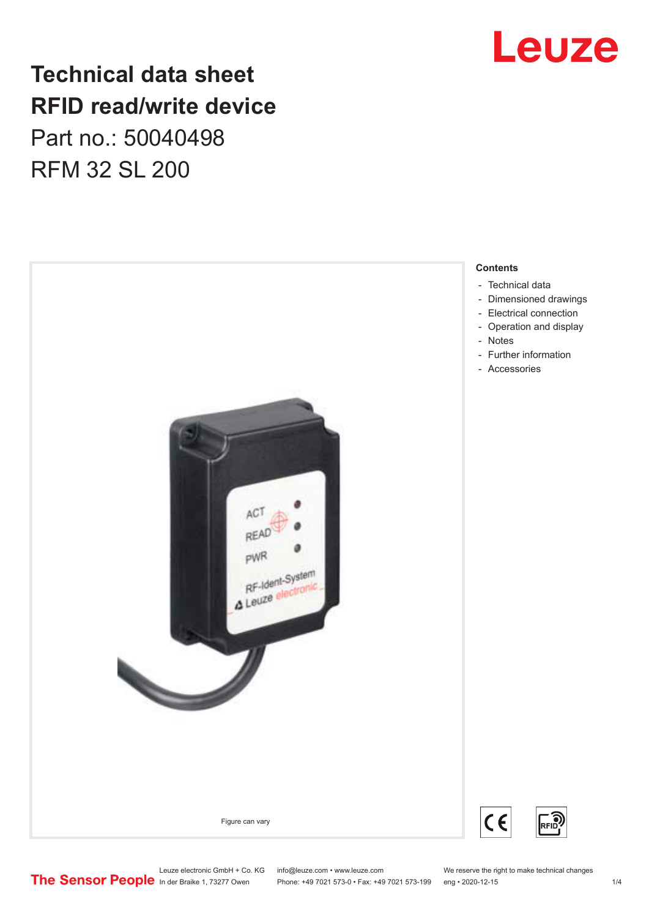# Technical data sheet
# RFID read/write device

Part no.: 50040498

RFM 32 SL 200

Figure can vary

**Contents**

- Technical data
- Dimensioned drawings
- Electrical connection
- Operation and display
- Notes
- Further information
- Accessories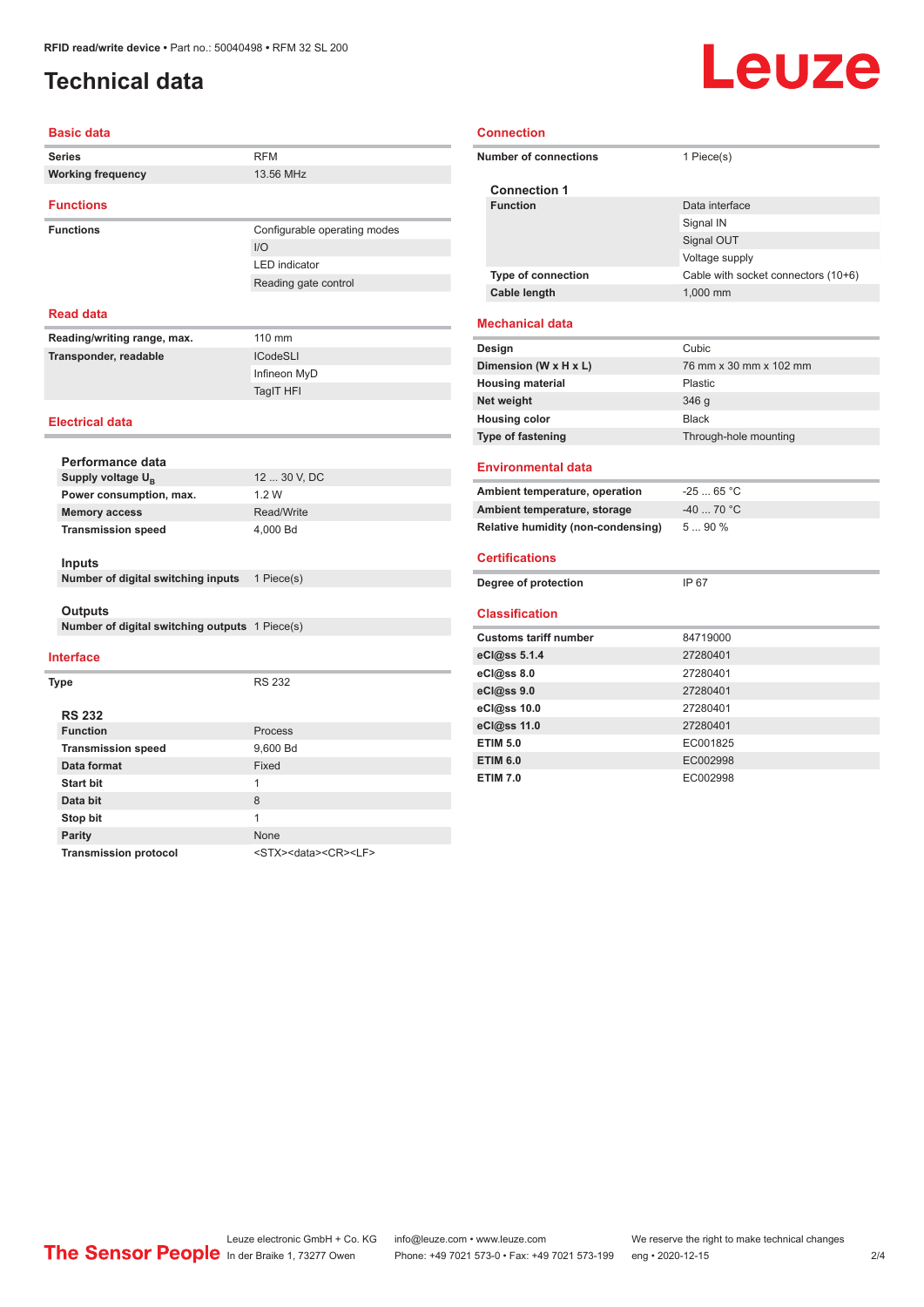RFID read/write device • Part no.: 50040498 • RFM 32 SL 200

# Technical data

## Basic data

| | |
|---|---|
| **Series** | RFM |
| **Working frequency** | 13.56 MHz |

## Functions

| | |
|---|---|
| **Functions** | Configurable operating modes |
| | I/O |
| | LED indicator |
| | Reading gate control |

## Read data

| | |
|---|---|
| **Reading/writing range, max.** | 110 mm |
| **Transponder, readable** | ICodeSLI |
| | Infineon MyD |
| | TagIT HFI |

## Electrical data

### Performance data

| | |
|---|---|
| **Supply voltage $U_B$** | 12 ... 30 V, DC |
| **Power consumption, max.** | 1.2 W |
| **Memory access** | Read/Write |
| **Transmission speed** | 4,000 Bd |

### Inputs

| | |
|---|---|
| **Number of digital switching inputs** | 1 Piece(s) |

### Outputs

| | |
|---|---|
| **Number of digital switching outputs** | 1 Piece(s) |

## Interface

| | |
|---|---|
| **Type** | RS 232 |

### RS 232

| | |
|---|---|
| **Function** | Process |
| **Transmission speed** | 9,600 Bd |
| **Data format** | Fixed |
| **Start bit** | 1 |
| **Data bit** | 8 |
| **Stop bit** | 1 |
| **Parity** | None |
| **Transmission protocol** | <STX><data><CR><LF> |

## Connection

| | |
|---|---|
| **Number of connections** | 1 Piece(s) |

### Connection 1

| | |
|---|---|
| **Function** | Data interface |
| | Signal IN |
| | Signal OUT |
| | Voltage supply |
| **Type of connection** | Cable with socket connectors (10+6) |
| **Cable length** | 1,000 mm |

## Mechanical data

| | |
|---|---|
| **Design** | Cubic |
| **Dimension (W x H x L)** | 76 mm x 30 mm x 102 mm |
| **Housing material** | Plastic |
| **Net weight** | 346 g |
| **Housing color** | Black |
| **Type of fastening** | Through-hole mounting |

## Environmental data

| | |
|---|---|
| **Ambient temperature, operation** | -25 ... 65 °C |
| **Ambient temperature, storage** | -40 ... 70 °C |
| **Relative humidity (non-condensing)** | 5 ... 90 % |

## Certifications

| | |
|---|---|
| **Degree of protection** | IP 67 |

## Classification

| | |
|---|---|
| **Customs tariff number** | 84719000 |
| **eCl@ss 5.1.4** | 27280401 |
| **eCl@ss 8.0** | 27280401 |
| **eCl@ss 9.0** | 27280401 |
| **eCl@ss 10.0** | 27280401 |
| **eCl@ss 11.0** | 27280401 |
| **ETIM 5.0** | EC001825 |
| **ETIM 6.0** | EC002998 |
| **ETIM 7.0** | EC002998 |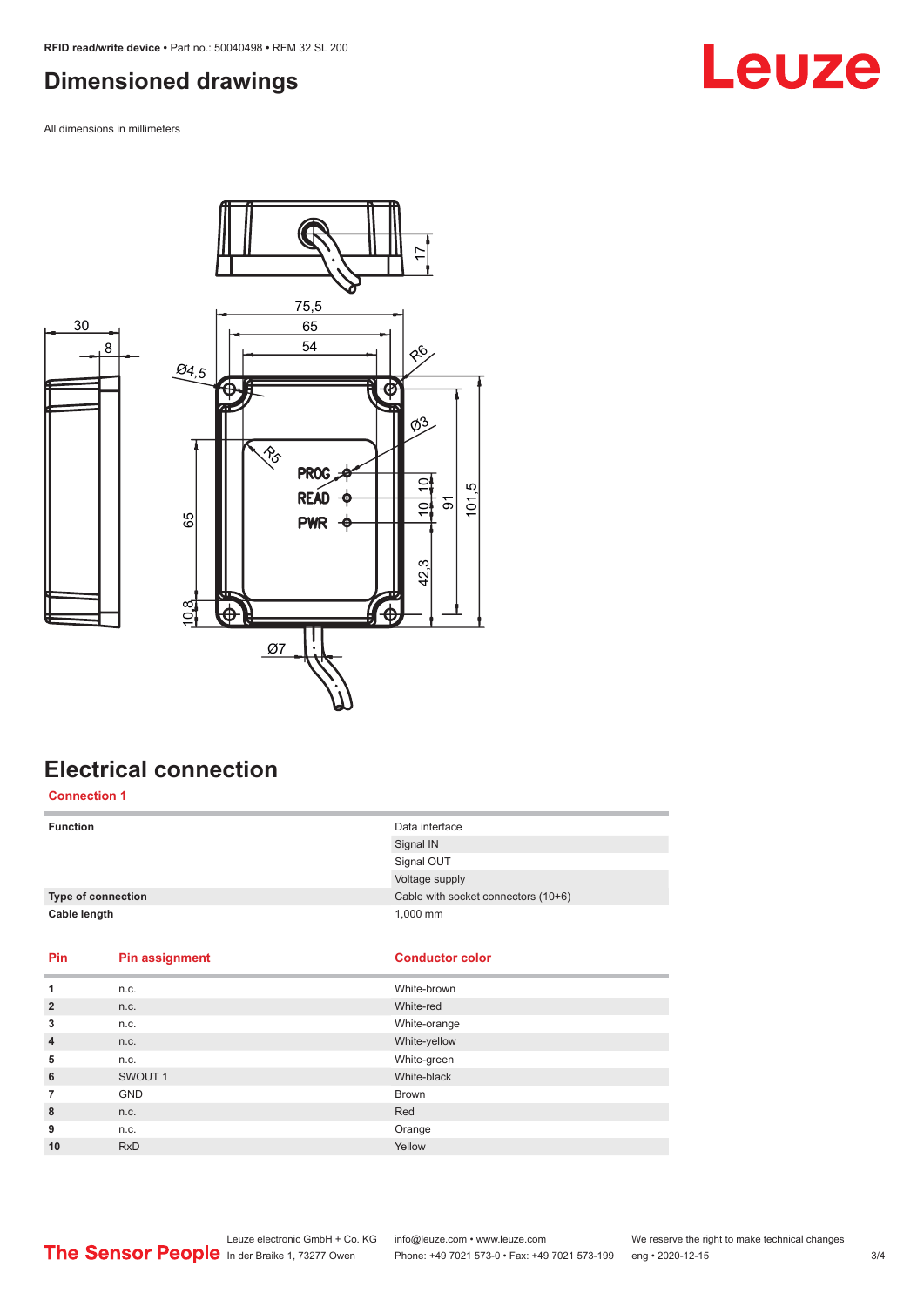## Dimensioned drawings

All dimensions in millimeters

## Electrical connection

### Connection 1

| | |
|---|---|
| **Function** | Data interface |
| | Signal IN |
| | Signal OUT |
| | Voltage supply |
| **Type of connection** | Cable with socket connectors (10+6) |
| **Cable length** | 1,000 mm |

| Pin | Pin assignment | Conductor color |
|---|---|---|
| **1** | n.c. | White-brown |
| **2** | n.c. | White-red |
| **3** | n.c. | White-orange |
| **4** | n.c. | White-yellow |
| **5** | n.c. | White-green |
| **6** | SWOUT 1 | White-black |
| **7** | GND | Brown |
| **8** | n.c. | Red |
| **9** | n.c. | Orange |
| **10** | RxD | Yellow |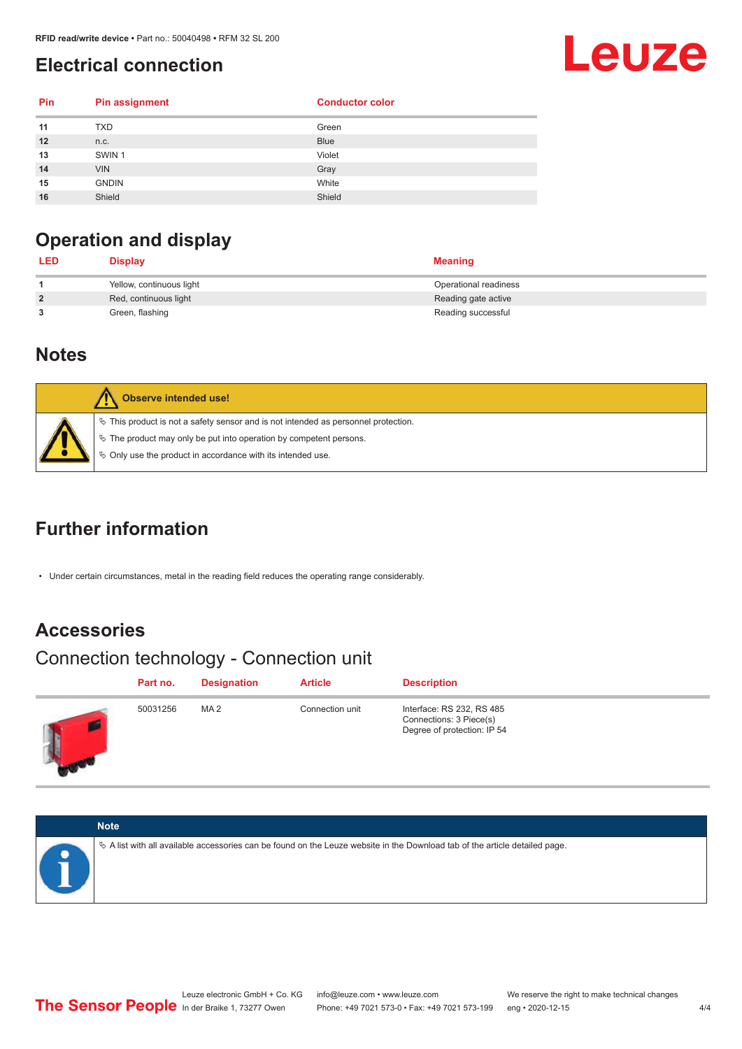## Electrical connection

| Pin | Pin assignment | Conductor color |
|---|---|---|
| 11 | TXD | Green |
| 12 | n.c. | Blue |
| 13 | SWIN 1 | Violet |
| 14 | VIN | Gray |
| 15 | GNDIN | White |
| 16 | Shield | Shield |

## Operation and display

| LED | Display | Meaning |
|---|---|---|
| 1 | Yellow, continuous light | Operational readiness |
| 2 | Red, continuous light | Reading gate active |
| 3 | Green, flashing | Reading successful |

## Notes

**Observe intended use!**

- This product is not a safety sensor and is not intended as personnel protection.
- The product may only be put into operation by competent persons.
- Only use the product in accordance with its intended use.

## Further information

- Under certain circumstances, metal in the reading field reduces the operating range considerably.

## Accessories

### Connection technology - Connection unit

| Part no. | Designation | Article | Description |
|---|---|---|---|
| 50031256 | MA 2 | Connection unit | Interface: RS 232, RS 485<br>Connections: 3 Piece(s)<br>Degree of protection: IP 54 |

**Note**

- A list with all available accessories can be found on the Leuze website in the Download tab of the article detailed page.